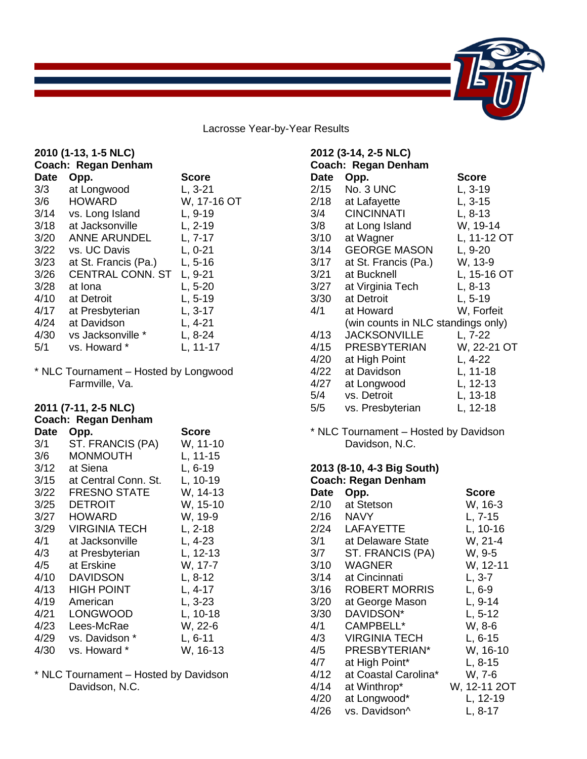Lacrosse Year-by-Year Results

**2010 (1-13, 1-5 NLC)**
**Coach: Regan Denham**

| Date | Opp. | Score |
|---|---|---|
| 3/3 | at Longwood | L, 3-21 |
| 3/6 | HOWARD | W, 17-16 OT |
| 3/14 | vs. Long Island | L, 9-19 |
| 3/18 | at Jacksonville | L, 2-19 |
| 3/20 | ANNE ARUNDEL | L, 7-17 |
| 3/22 | vs. UC Davis | L, 0-21 |
| 3/23 | at St. Francis (Pa.) | L, 5-16 |
| 3/26 | CENTRAL CONN. ST | L, 9-21 |
| 3/28 | at Iona | L, 5-20 |
| 4/10 | at Detroit | L, 5-19 |
| 4/17 | at Presbyterian | L, 3-17 |
| 4/24 | at Davidson | L, 4-21 |
| 4/30 | vs Jacksonville * | L, 8-24 |
| 5/1 | vs. Howard * | L, 11-17 |

* NLC Tournament – Hosted by Longwood
Farmville, Va.

**2011 (7-11, 2-5 NLC)**
**Coach: Regan Denham**

| Date | Opp. | Score |
|---|---|---|
| 3/1 | ST. FRANCIS (PA) | W, 11-10 |
| 3/6 | MONMOUTH | L, 11-15 |
| 3/12 | at Siena | L, 6-19 |
| 3/15 | at Central Conn. St. | L, 10-19 |
| 3/22 | FRESNO STATE | W, 14-13 |
| 3/25 | DETROIT | W, 15-10 |
| 3/27 | HOWARD | W, 19-9 |
| 3/29 | VIRGINIA TECH | L, 2-18 |
| 4/1 | at Jacksonville | L, 4-23 |
| 4/3 | at Presbyterian | L, 12-13 |
| 4/5 | at Erskine | W, 17-7 |
| 4/10 | DAVIDSON | L, 8-12 |
| 4/13 | HIGH POINT | L, 4-17 |
| 4/19 | American | L, 3-23 |
| 4/21 | LONGWOOD | L, 10-18 |
| 4/23 | Lees-McRae | W, 22-6 |
| 4/29 | vs. Davidson * | L, 6-11 |
| 4/30 | vs. Howard * | W, 16-13 |

* NLC Tournament – Hosted by Davidson
Davidson, N.C.

**2012 (3-14, 2-5 NLC)**
**Coach: Regan Denham**

| Date | Opp. | Score |
|---|---|---|
| 2/15 | No. 3 UNC | L, 3-19 |
| 2/18 | at Lafayette | L, 3-15 |
| 3/4 | CINCINNATI | L, 8-13 |
| 3/8 | at Long Island | W, 19-14 |
| 3/10 | at Wagner | L, 11-12 OT |
| 3/14 | GEORGE MASON | L, 9-20 |
| 3/17 | at St. Francis (Pa.) | W, 13-9 |
| 3/21 | at Bucknell | L, 15-16 OT |
| 3/27 | at Virginia Tech | L, 8-13 |
| 3/30 | at Detroit | L, 5-19 |
| 4/1 | at Howard | W, Forfeit |
| | (win counts in NLC standings only) | |
| 4/13 | JACKSONVILLE | L, 7-22 |
| 4/15 | PRESBYTERIAN | W, 22-21 OT |
| 4/20 | at High Point | L, 4-22 |
| 4/22 | at Davidson | L, 11-18 |
| 4/27 | at Longwood | L, 12-13 |
| 5/4 | vs. Detroit | L, 13-18 |
| 5/5 | vs. Presbyterian | L, 12-18 |

* NLC Tournament – Hosted by Davidson
Davidson, N.C.

**2013 (8-10, 4-3 Big South)**
**Coach: Regan Denham**

| Date | Opp. | Score |
|---|---|---|
| 2/10 | at Stetson | W, 16-3 |
| 2/16 | NAVY | L, 7-15 |
| 2/24 | LAFAYETTE | L, 10-16 |
| 3/1 | at Delaware State | W, 21-4 |
| 3/7 | ST. FRANCIS (PA) | W, 9-5 |
| 3/10 | WAGNER | W, 12-11 |
| 3/14 | at Cincinnati | L, 3-7 |
| 3/16 | ROBERT MORRIS | L, 6-9 |
| 3/20 | at George Mason | L, 9-14 |
| 3/30 | DAVIDSON* | L, 5-12 |
| 4/1 | CAMPBELL* | W, 8-6 |
| 4/3 | VIRGINIA TECH | L, 6-15 |
| 4/5 | PRESBYTERIAN* | W, 16-10 |
| 4/7 | at High Point* | L, 8-15 |
| 4/12 | at Coastal Carolina* | W, 7-6 |
| 4/14 | at Winthrop* | W, 12-11 2OT |
| 4/20 | at Longwood* | L, 12-19 |
| 4/26 | vs. Davidson^ | L, 8-17 |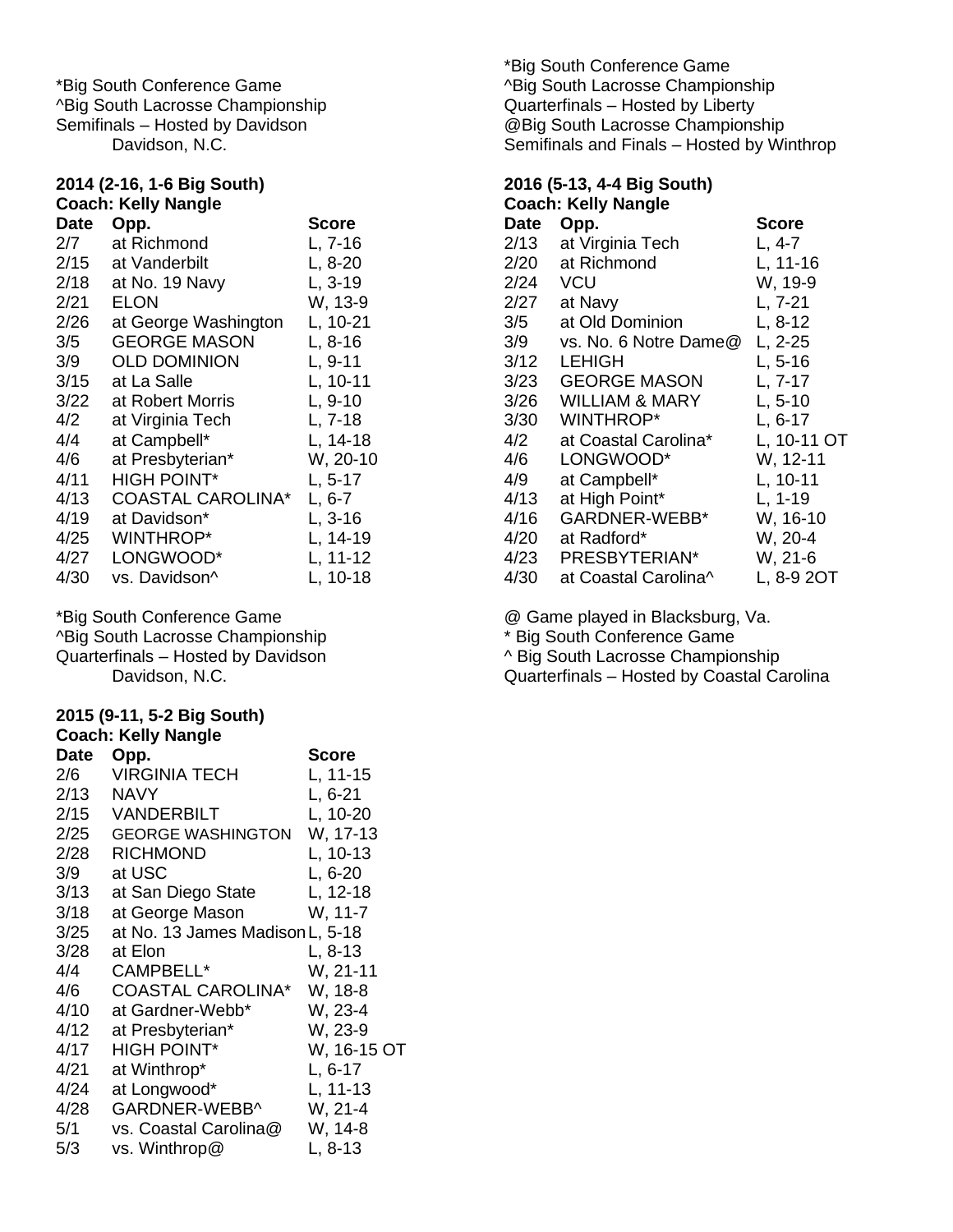*Big South Conference Game
^Big South Lacrosse Championship
Semifinals – Hosted by Davidson
Davidson, N.C.

**2014 (2-16, 1-6 Big South)**
**Coach: Kelly Nangle**

| Date | Opp. | Score |
|---|---|---|
| 2/7 | at Richmond | L, 7-16 |
| 2/15 | at Vanderbilt | L, 8-20 |
| 2/18 | at No. 19 Navy | L, 3-19 |
| 2/21 | ELON | W, 13-9 |
| 2/26 | at George Washington | L, 10-21 |
| 3/5 | GEORGE MASON | L, 8-16 |
| 3/9 | OLD DOMINION | L, 9-11 |
| 3/15 | at La Salle | L, 10-11 |
| 3/22 | at Robert Morris | L, 9-10 |
| 4/2 | at Virginia Tech | L, 7-18 |
| 4/4 | at Campbell* | L, 14-18 |
| 4/6 | at Presbyterian* | W, 20-10 |
| 4/11 | HIGH POINT* | L, 5-17 |
| 4/13 | COASTAL CAROLINA* | L, 6-7 |
| 4/19 | at Davidson* | L, 3-16 |
| 4/25 | WINTHROP* | L, 14-19 |
| 4/27 | LONGWOOD* | L, 11-12 |
| 4/30 | vs. Davidson^ | L, 10-18 |

*Big South Conference Game
^Big South Lacrosse Championship
Quarterfinals – Hosted by Davidson
Davidson, N.C.

**2015 (9-11, 5-2 Big South)**
**Coach: Kelly Nangle**

| Date | Opp. | Score |
|---|---|---|
| 2/6 | VIRGINIA TECH | L, 11-15 |
| 2/13 | NAVY | L, 6-21 |
| 2/15 | VANDERBILT | L, 10-20 |
| 2/25 | GEORGE WASHINGTON | W, 17-13 |
| 2/28 | RICHMOND | L, 10-13 |
| 3/9 | at USC | L, 6-20 |
| 3/13 | at San Diego State | L, 12-18 |
| 3/18 | at George Mason | W, 11-7 |
| 3/25 | at No. 13 James Madison | L, 5-18 |
| 3/28 | at Elon | L, 8-13 |
| 4/4 | CAMPBELL* | W, 21-11 |
| 4/6 | COASTAL CAROLINA* | W, 18-8 |
| 4/10 | at Gardner-Webb* | W, 23-4 |
| 4/12 | at Presbyterian* | W, 23-9 |
| 4/17 | HIGH POINT* | W, 16-15 OT |
| 4/21 | at Winthrop* | L, 6-17 |
| 4/24 | at Longwood* | L, 11-13 |
| 4/28 | GARDNER-WEBB^ | W, 21-4 |
| 5/1 | vs. Coastal Carolina@ | W, 14-8 |
| 5/3 | vs. Winthrop@ | L, 8-13 |

*Big South Conference Game
^Big South Lacrosse Championship
Quarterfinals – Hosted by Liberty
@Big South Lacrosse Championship
Semifinals and Finals – Hosted by Winthrop

**2016 (5-13, 4-4 Big South)**
**Coach: Kelly Nangle**

| Date | Opp. | Score |
|---|---|---|
| 2/13 | at Virginia Tech | L, 4-7 |
| 2/20 | at Richmond | L, 11-16 |
| 2/24 | VCU | W, 19-9 |
| 2/27 | at Navy | L, 7-21 |
| 3/5 | at Old Dominion | L, 8-12 |
| 3/9 | vs. No. 6 Notre Dame@ | L, 2-25 |
| 3/12 | LEHIGH | L, 5-16 |
| 3/23 | GEORGE MASON | L, 7-17 |
| 3/26 | WILLIAM & MARY | L, 5-10 |
| 3/30 | WINTHROP* | L, 6-17 |
| 4/2 | at Coastal Carolina* | L, 10-11 OT |
| 4/6 | LONGWOOD* | W, 12-11 |
| 4/9 | at Campbell* | L, 10-11 |
| 4/13 | at High Point* | L, 1-19 |
| 4/16 | GARDNER-WEBB* | W, 16-10 |
| 4/20 | at Radford* | W, 20-4 |
| 4/23 | PRESBYTERIAN* | W, 21-6 |
| 4/30 | at Coastal Carolina^ | L, 8-9 2OT |

@ Game played in Blacksburg, Va.
* Big South Conference Game
^ Big South Lacrosse Championship
Quarterfinals – Hosted by Coastal Carolina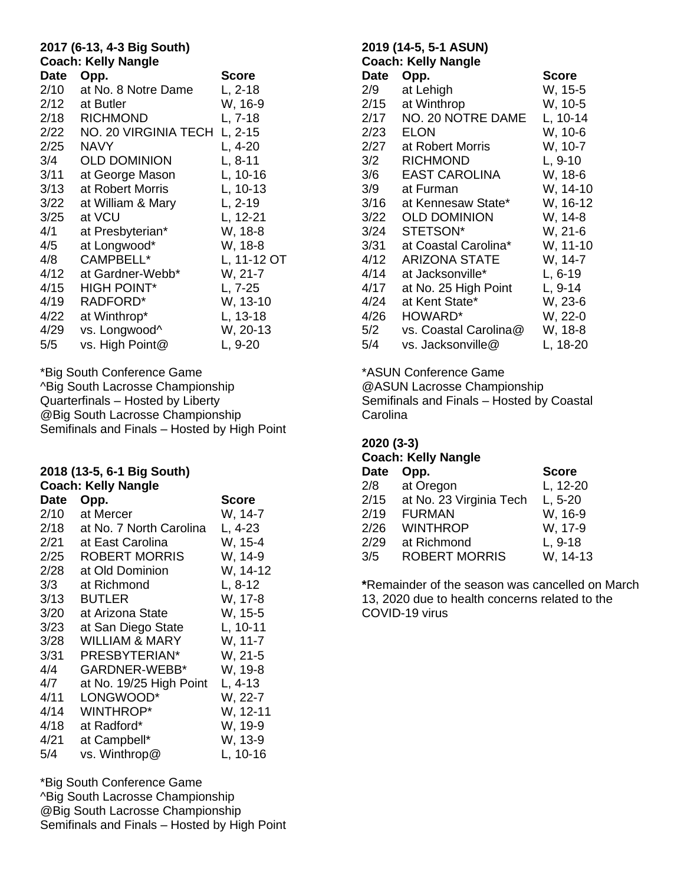**2017 (6-13, 4-3 Big South)**
**Coach: Kelly Nangle**

| Date | Opp. | Score |
|---|---|---|
| 2/10 | at No. 8 Notre Dame | L, 2-18 |
| 2/12 | at Butler | W, 16-9 |
| 2/18 | RICHMOND | L, 7-18 |
| 2/22 | NO. 20 VIRGINIA TECH | L, 2-15 |
| 2/25 | NAVY | L, 4-20 |
| 3/4 | OLD DOMINION | L, 8-11 |
| 3/11 | at George Mason | L, 10-16 |
| 3/13 | at Robert Morris | L, 10-13 |
| 3/22 | at William & Mary | L, 2-19 |
| 3/25 | at VCU | L, 12-21 |
| 4/1 | at Presbyterian* | W, 18-8 |
| 4/5 | at Longwood* | W, 18-8 |
| 4/8 | CAMPBELL* | L, 11-12 OT |
| 4/12 | at Gardner-Webb* | W, 21-7 |
| 4/15 | HIGH POINT* | L, 7-25 |
| 4/19 | RADFORD* | W, 13-10 |
| 4/22 | at Winthrop* | L, 13-18 |
| 4/29 | vs. Longwood^ | W, 20-13 |
| 5/5 | vs. High Point@ | L, 9-20 |

*Big South Conference Game
^Big South Lacrosse Championship Quarterfinals – Hosted by Liberty
@Big South Lacrosse Championship Semifinals and Finals – Hosted by High Point

**2018 (13-5, 6-1 Big South)**
**Coach: Kelly Nangle**

| Date | Opp. | Score |
|---|---|---|
| 2/10 | at Mercer | W, 14-7 |
| 2/18 | at No. 7 North Carolina | L, 4-23 |
| 2/21 | at East Carolina | W, 15-4 |
| 2/25 | ROBERT MORRIS | W, 14-9 |
| 2/28 | at Old Dominion | W, 14-12 |
| 3/3 | at Richmond | L, 8-12 |
| 3/13 | BUTLER | W, 17-8 |
| 3/20 | at Arizona State | W, 15-5 |
| 3/23 | at San Diego State | L, 10-11 |
| 3/28 | WILLIAM & MARY | W, 11-7 |
| 3/31 | PRESBYTERIAN* | W, 21-5 |
| 4/4 | GARDNER-WEBB* | W, 19-8 |
| 4/7 | at No. 19/25 High Point | L, 4-13 |
| 4/11 | LONGWOOD* | W, 22-7 |
| 4/14 | WINTHROP* | W, 12-11 |
| 4/18 | at Radford* | W, 19-9 |
| 4/21 | at Campbell* | W, 13-9 |
| 5/4 | vs. Winthrop@ | L, 10-16 |

*Big South Conference Game
^Big South Lacrosse Championship
@Big South Lacrosse Championship Semifinals and Finals – Hosted by High Point

**2019 (14-5, 5-1 ASUN)**
**Coach: Kelly Nangle**

| Date | Opp. | Score |
|---|---|---|
| 2/9 | at Lehigh | W, 15-5 |
| 2/15 | at Winthrop | W, 10-5 |
| 2/17 | NO. 20 NOTRE DAME | L, 10-14 |
| 2/23 | ELON | W, 10-6 |
| 2/27 | at Robert Morris | W, 10-7 |
| 3/2 | RICHMOND | L, 9-10 |
| 3/6 | EAST CAROLINA | W, 18-6 |
| 3/9 | at Furman | W, 14-10 |
| 3/16 | at Kennesaw State* | W, 16-12 |
| 3/22 | OLD DOMINION | W, 14-8 |
| 3/24 | STETSON* | W, 21-6 |
| 3/31 | at Coastal Carolina* | W, 11-10 |
| 4/12 | ARIZONA STATE | W, 14-7 |
| 4/14 | at Jacksonville* | L, 6-19 |
| 4/17 | at No. 25 High Point | L, 9-14 |
| 4/24 | at Kent State* | W, 23-6 |
| 4/26 | HOWARD* | W, 22-0 |
| 5/2 | vs. Coastal Carolina@ | W, 18-8 |
| 5/4 | vs. Jacksonville@ | L, 18-20 |

*ASUN Conference Game
@ASUN Lacrosse Championship Semifinals and Finals – Hosted by Coastal Carolina

**2020 (3-3)**
**Coach: Kelly Nangle**

| Date | Opp. | Score |
|---|---|---|
| 2/8 | at Oregon | L, 12-20 |
| 2/15 | at No. 23 Virginia Tech | L, 5-20 |
| 2/19 | FURMAN | W, 16-9 |
| 2/26 | WINTHROP | W, 17-9 |
| 2/29 | at Richmond | L, 9-18 |
| 3/5 | ROBERT MORRIS | W, 14-13 |

**\***Remainder of the season was cancelled on March 13, 2020 due to health concerns related to the COVID-19 virus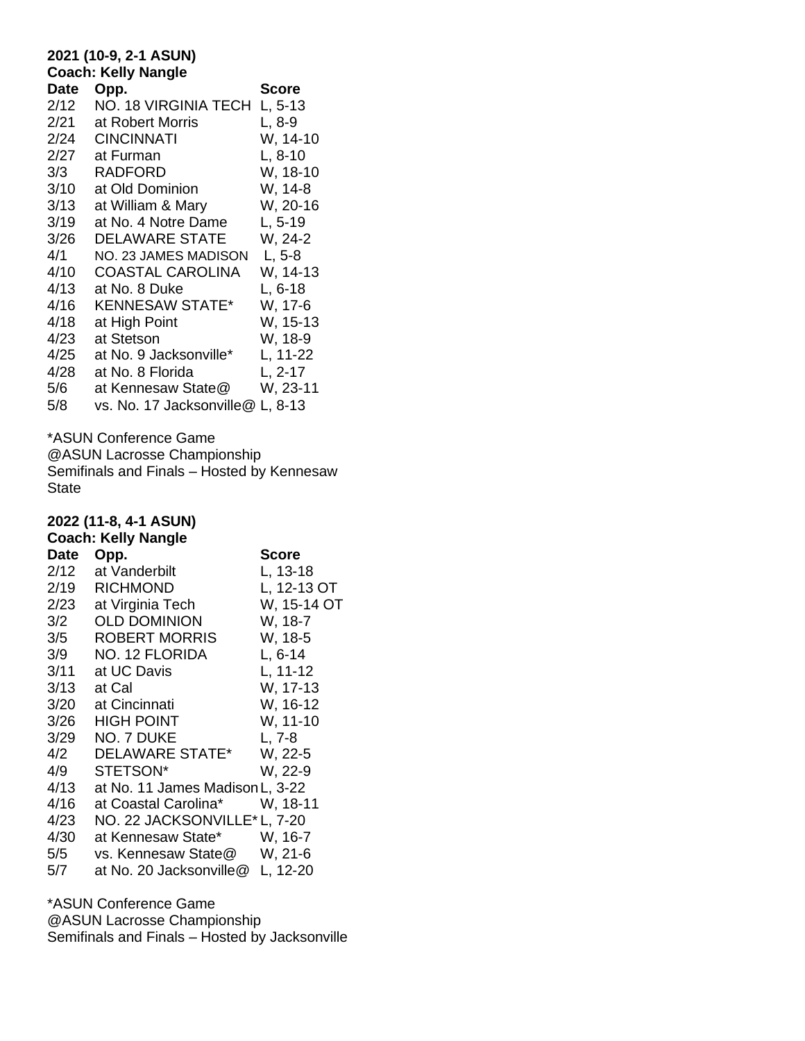**2021 (10-9, 2-1 ASUN)**
**Coach: Kelly Nangle**

| Date | Opp. | Score |
|---|---|---|
| 2/12 | NO. 18 VIRGINIA TECH | L, 5-13 |
| 2/21 | at Robert Morris | L, 8-9 |
| 2/24 | CINCINNATI | W, 14-10 |
| 2/27 | at Furman | L, 8-10 |
| 3/3 | RADFORD | W, 18-10 |
| 3/10 | at Old Dominion | W, 14-8 |
| 3/13 | at William & Mary | W, 20-16 |
| 3/19 | at No. 4 Notre Dame | L, 5-19 |
| 3/26 | DELAWARE STATE | W, 24-2 |
| 4/1 | NO. 23 JAMES MADISON | L, 5-8 |
| 4/10 | COASTAL CAROLINA | W, 14-13 |
| 4/13 | at No. 8 Duke | L, 6-18 |
| 4/16 | KENNESAW STATE* | W, 17-6 |
| 4/18 | at High Point | W, 15-13 |
| 4/23 | at Stetson | W, 18-9 |
| 4/25 | at No. 9 Jacksonville* | L, 11-22 |
| 4/28 | at No. 8 Florida | L, 2-17 |
| 5/6 | at Kennesaw State@ | W, 23-11 |
| 5/8 | vs. No. 17 Jacksonville@ | L, 8-13 |

*ASUN Conference Game
@ASUN Lacrosse Championship
Semifinals and Finals – Hosted by Kennesaw State

**2022 (11-8, 4-1 ASUN)**
**Coach: Kelly Nangle**

| Date | Opp. | Score |
|---|---|---|
| 2/12 | at Vanderbilt | L, 13-18 |
| 2/19 | RICHMOND | L, 12-13 OT |
| 2/23 | at Virginia Tech | W, 15-14 OT |
| 3/2 | OLD DOMINION | W, 18-7 |
| 3/5 | ROBERT MORRIS | W, 18-5 |
| 3/9 | NO. 12 FLORIDA | L, 6-14 |
| 3/11 | at UC Davis | L, 11-12 |
| 3/13 | at Cal | W, 17-13 |
| 3/20 | at Cincinnati | W, 16-12 |
| 3/26 | HIGH POINT | W, 11-10 |
| 3/29 | NO. 7 DUKE | L, 7-8 |
| 4/2 | DELAWARE STATE* | W, 22-5 |
| 4/9 | STETSON* | W, 22-9 |
| 4/13 | at No. 11 James Madison | L, 3-22 |
| 4/16 | at Coastal Carolina* | W, 18-11 |
| 4/23 | NO. 22 JACKSONVILLE* | L, 7-20 |
| 4/30 | at Kennesaw State* | W, 16-7 |
| 5/5 | vs. Kennesaw State@ | W, 21-6 |
| 5/7 | at No. 20 Jacksonville@ | L, 12-20 |

*ASUN Conference Game
@ASUN Lacrosse Championship
Semifinals and Finals – Hosted by Jacksonville